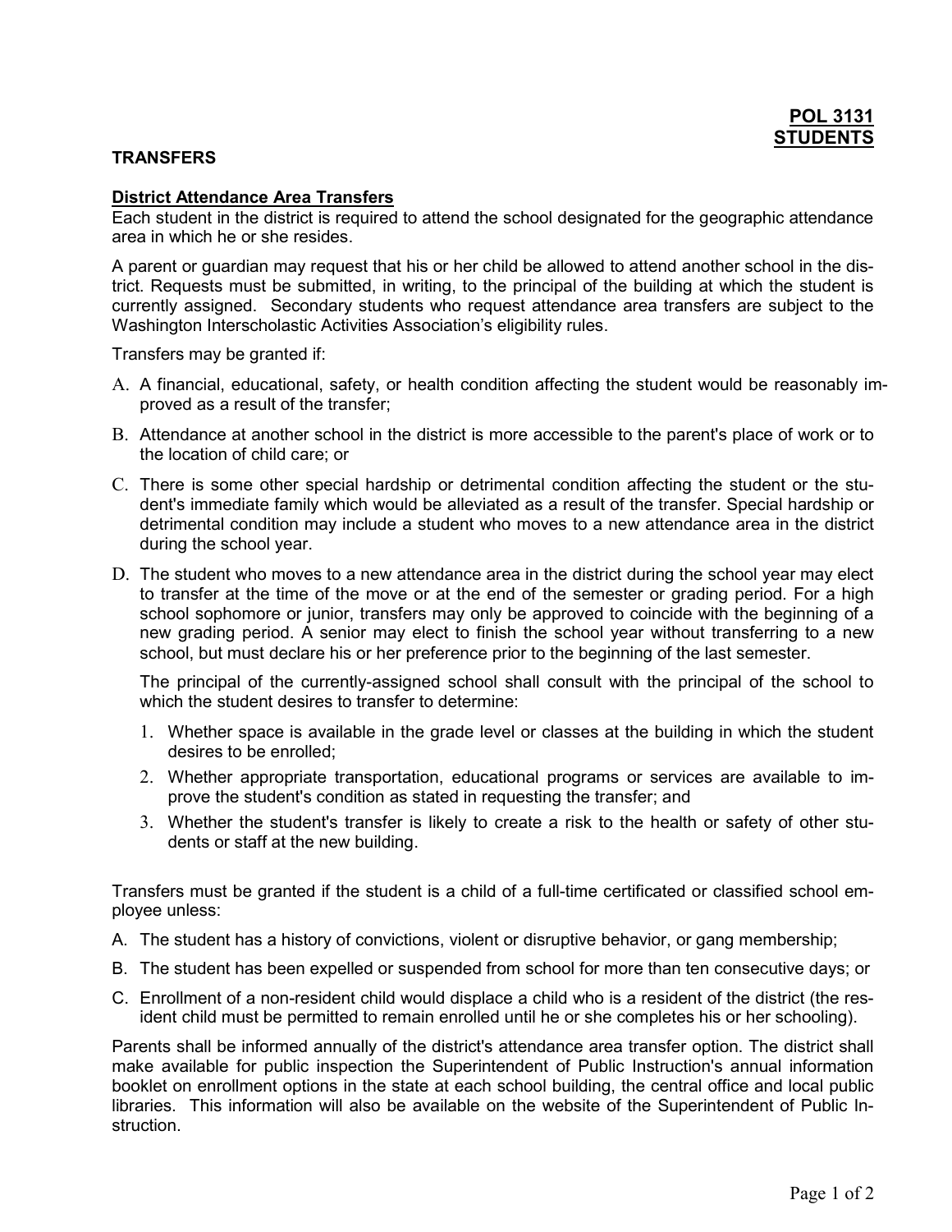**POL 3131**
**STUDENTS**

## TRANSFERS

### District Attendance Area Transfers

Each student in the district is required to attend the school designated for the geographic attendance area in which he or she resides.

A parent or guardian may request that his or her child be allowed to attend another school in the district. Requests must be submitted, in writing, to the principal of the building at which the student is currently assigned. Secondary students who request attendance area transfers are subject to the Washington Interscholastic Activities Association's eligibility rules.

Transfers may be granted if:

A. A financial, educational, safety, or health condition affecting the student would be reasonably improved as a result of the transfer;

B. Attendance at another school in the district is more accessible to the parent's place of work or to the location of child care; or

C. There is some other special hardship or detrimental condition affecting the student or the student's immediate family which would be alleviated as a result of the transfer. Special hardship or detrimental condition may include a student who moves to a new attendance area in the district during the school year.

D. The student who moves to a new attendance area in the district during the school year may elect to transfer at the time of the move or at the end of the semester or grading period. For a high school sophomore or junior, transfers may only be approved to coincide with the beginning of a new grading period. A senior may elect to finish the school year without transferring to a new school, but must declare his or her preference prior to the beginning of the last semester.

   The principal of the currently-assigned school shall consult with the principal of the school to which the student desires to transfer to determine:

   1. Whether space is available in the grade level or classes at the building in which the student desires to be enrolled;
   2. Whether appropriate transportation, educational programs or services are available to improve the student's condition as stated in requesting the transfer; and
   3. Whether the student's transfer is likely to create a risk to the health or safety of other students or staff at the new building.

Transfers must be granted if the student is a child of a full-time certificated or classified school employee unless:

A. The student has a history of convictions, violent or disruptive behavior, or gang membership;

B. The student has been expelled or suspended from school for more than ten consecutive days; or

C. Enrollment of a non-resident child would displace a child who is a resident of the district (the resident child must be permitted to remain enrolled until he or she completes his or her schooling).

Parents shall be informed annually of the district's attendance area transfer option. The district shall make available for public inspection the Superintendent of Public Instruction's annual information booklet on enrollment options in the state at each school building, the central office and local public libraries. This information will also be available on the website of the Superintendent of Public Instruction.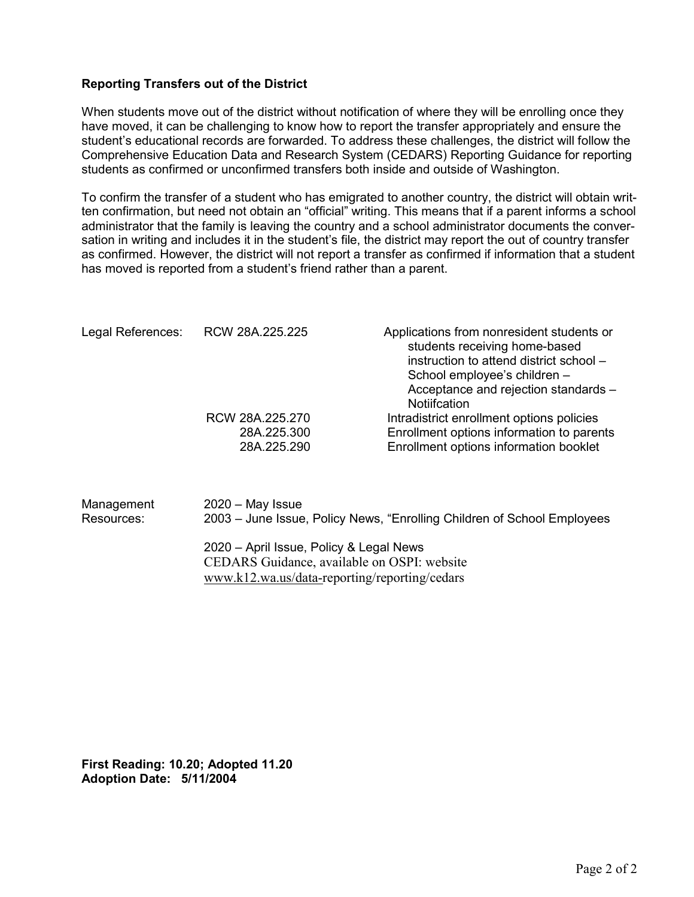**Reporting Transfers out of the District**

When students move out of the district without notification of where they will be enrolling once they have moved, it can be challenging to know how to report the transfer appropriately and ensure the student's educational records are forwarded. To address these challenges, the district will follow the Comprehensive Education Data and Research System (CEDARS) Reporting Guidance for reporting students as confirmed or unconfirmed transfers both inside and outside of Washington.

To confirm the transfer of a student who has emigrated to another country, the district will obtain written confirmation, but need not obtain an "official" writing. This means that if a parent informs a school administrator that the family is leaving the country and a school administrator documents the conversation in writing and includes it in the student's file, the district may report the out of country transfer as confirmed. However, the district will not report a transfer as confirmed if information that a student has moved is reported from a student's friend rather than a parent.

| | | |
|---|---|---|
| Legal References: | RCW 28A.225.225 | Applications from nonresident students or students receiving home-based instruction to attend district school – School employee's children – Acceptance and rejection standards – Notiifcation |
| | RCW 28A.225.270 | Intradistrict enrollment options policies |
| | 28A.225.300 | Enrollment options information to parents |
| | 28A.225.290 | Enrollment options information booklet |

| | |
|---|---|
| Management Resources: | 2020 – May Issue |
| | 2003 – June Issue, Policy News, "Enrolling Children of School Employees |
| | 2020 – April Issue, Policy & Legal News |
| | CEDARS Guidance, available on OSPI: website www.k12.wa.us/data-reporting/reporting/cedars |

**First Reading: 10.20; Adopted 11.20**
**Adoption Date: 5/11/2004**